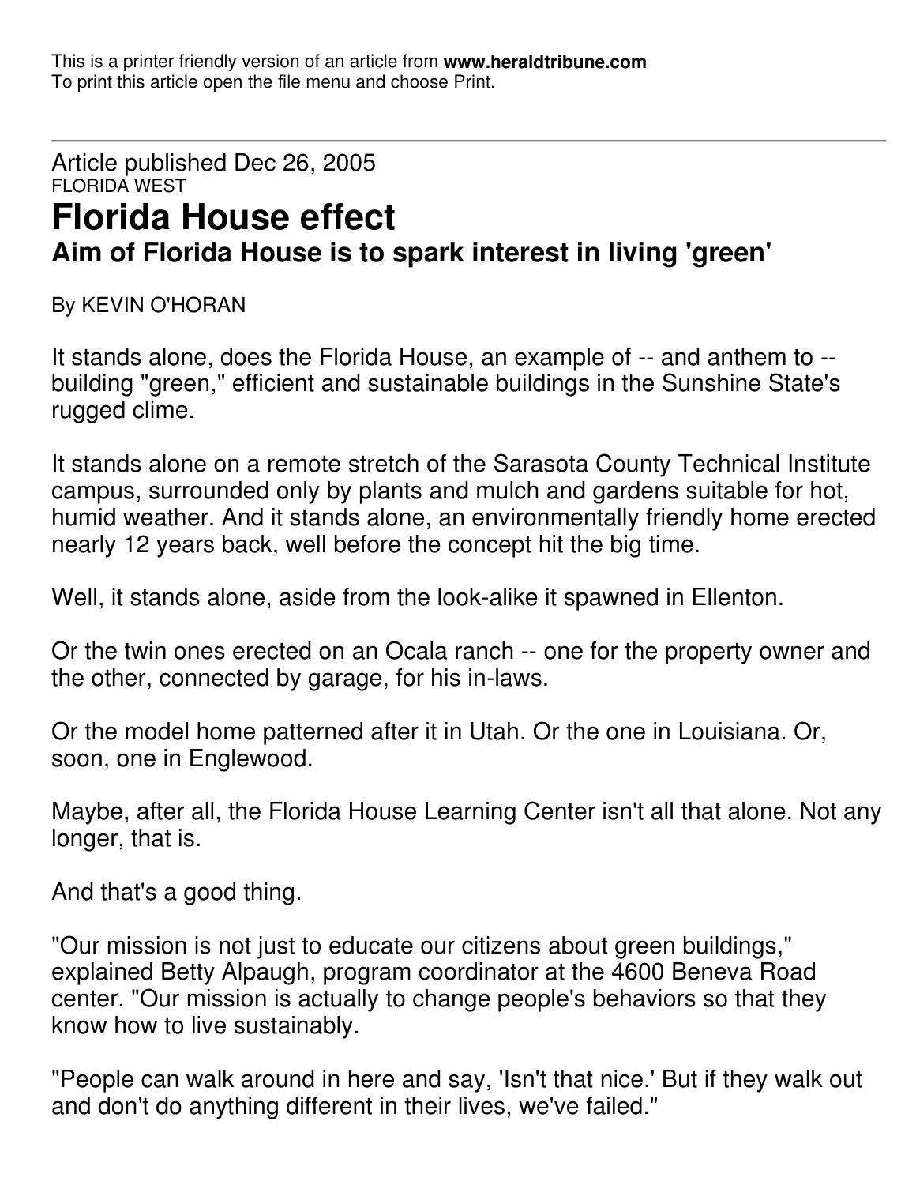This is a printer friendly version of an article from **www.heraldtribune.com**
To print this article open the file menu and choose Print.

---

Article published Dec 26, 2005
FLORIDA WEST

# Florida House effect

## Aim of Florida House is to spark interest in living 'green'

By KEVIN O'HORAN

It stands alone, does the Florida House, an example of -- and anthem to -- building "green," efficient and sustainable buildings in the Sunshine State's rugged clime.

It stands alone on a remote stretch of the Sarasota County Technical Institute campus, surrounded only by plants and mulch and gardens suitable for hot, humid weather. And it stands alone, an environmentally friendly home erected nearly 12 years back, well before the concept hit the big time.

Well, it stands alone, aside from the look-alike it spawned in Ellenton.

Or the twin ones erected on an Ocala ranch -- one for the property owner and the other, connected by garage, for his in-laws.

Or the model home patterned after it in Utah. Or the one in Louisiana. Or, soon, one in Englewood.

Maybe, after all, the Florida House Learning Center isn't all that alone. Not any longer, that is.

And that's a good thing.

"Our mission is not just to educate our citizens about green buildings," explained Betty Alpaugh, program coordinator at the 4600 Beneva Road center. "Our mission is actually to change people's behaviors so that they know how to live sustainably.

"People can walk around in here and say, 'Isn't that nice.' But if they walk out and don't do anything different in their lives, we've failed."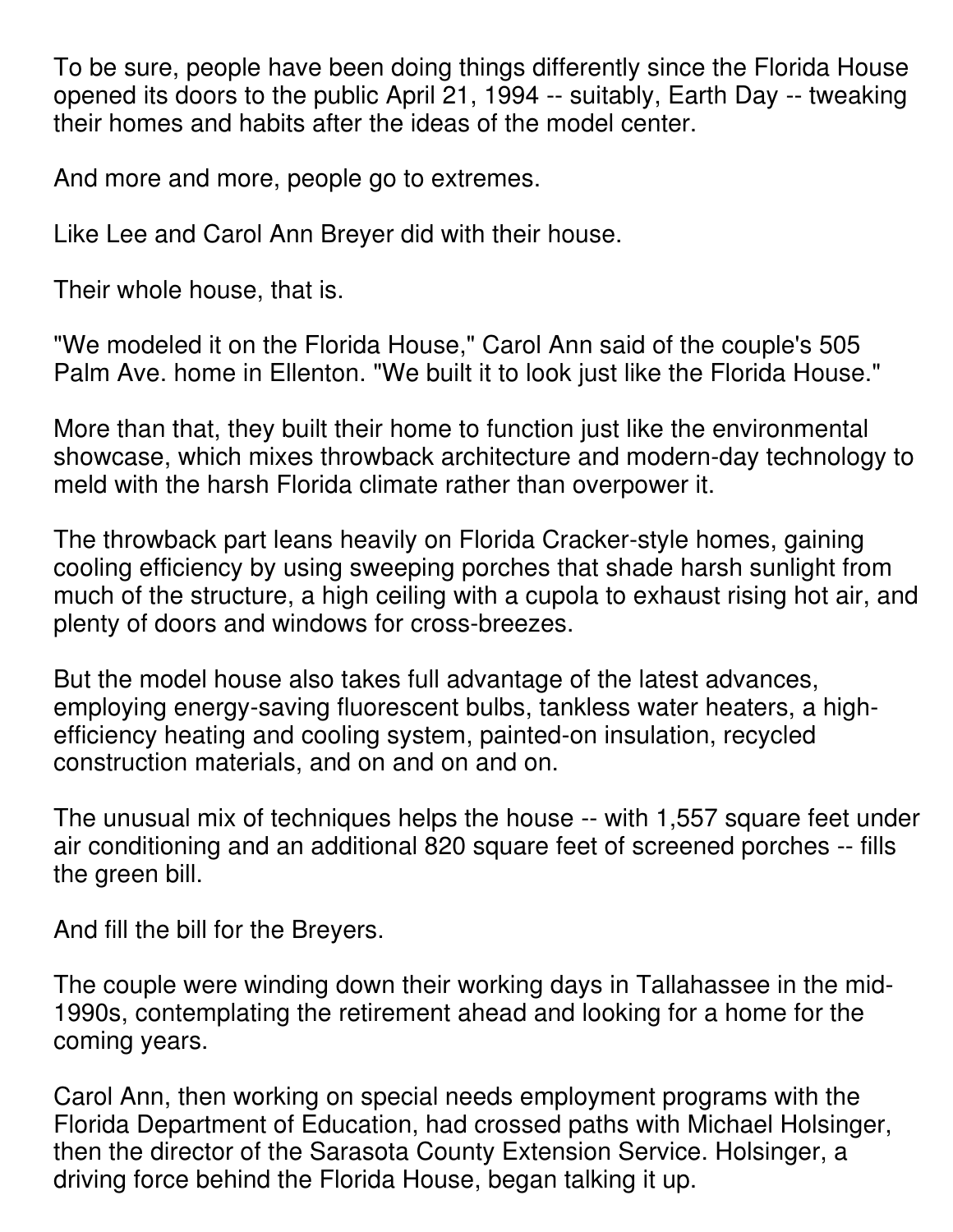To be sure, people have been doing things differently since the Florida House opened its doors to the public April 21, 1994 -- suitably, Earth Day -- tweaking their homes and habits after the ideas of the model center.

And more and more, people go to extremes.

Like Lee and Carol Ann Breyer did with their house.

Their whole house, that is.

"We modeled it on the Florida House," Carol Ann said of the couple's 505 Palm Ave. home in Ellenton. "We built it to look just like the Florida House."

More than that, they built their home to function just like the environmental showcase, which mixes throwback architecture and modern-day technology to meld with the harsh Florida climate rather than overpower it.

The throwback part leans heavily on Florida Cracker-style homes, gaining cooling efficiency by using sweeping porches that shade harsh sunlight from much of the structure, a high ceiling with a cupola to exhaust rising hot air, and plenty of doors and windows for cross-breezes.

But the model house also takes full advantage of the latest advances, employing energy-saving fluorescent bulbs, tankless water heaters, a high-efficiency heating and cooling system, painted-on insulation, recycled construction materials, and on and on and on.

The unusual mix of techniques helps the house -- with 1,557 square feet under air conditioning and an additional 820 square feet of screened porches -- fills the green bill.

And fill the bill for the Breyers.

The couple were winding down their working days in Tallahassee in the mid-1990s, contemplating the retirement ahead and looking for a home for the coming years.

Carol Ann, then working on special needs employment programs with the Florida Department of Education, had crossed paths with Michael Holsinger, then the director of the Sarasota County Extension Service. Holsinger, a driving force behind the Florida House, began talking it up.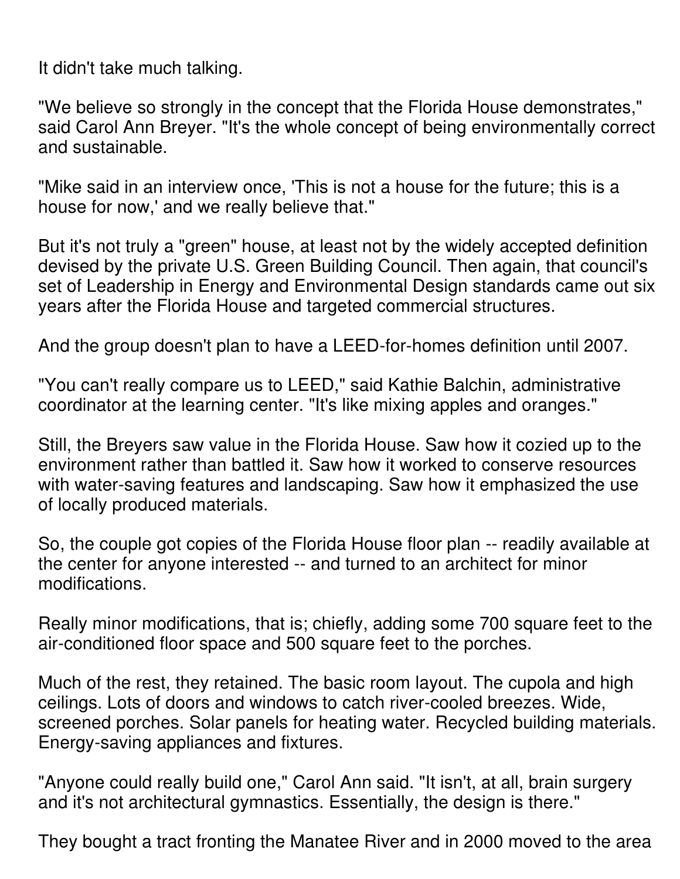It didn't take much talking.

"We believe so strongly in the concept that the Florida House demonstrates," said Carol Ann Breyer. "It's the whole concept of being environmentally correct and sustainable.

"Mike said in an interview once, 'This is not a house for the future; this is a house for now,' and we really believe that."

But it's not truly a "green" house, at least not by the widely accepted definition devised by the private U.S. Green Building Council. Then again, that council's set of Leadership in Energy and Environmental Design standards came out six years after the Florida House and targeted commercial structures.

And the group doesn't plan to have a LEED-for-homes definition until 2007.

"You can't really compare us to LEED," said Kathie Balchin, administrative coordinator at the learning center. "It's like mixing apples and oranges."

Still, the Breyers saw value in the Florida House. Saw how it cozied up to the environment rather than battled it. Saw how it worked to conserve resources with water-saving features and landscaping. Saw how it emphasized the use of locally produced materials.

So, the couple got copies of the Florida House floor plan -- readily available at the center for anyone interested -- and turned to an architect for minor modifications.

Really minor modifications, that is; chiefly, adding some 700 square feet to the air-conditioned floor space and 500 square feet to the porches.

Much of the rest, they retained. The basic room layout. The cupola and high ceilings. Lots of doors and windows to catch river-cooled breezes. Wide, screened porches. Solar panels for heating water. Recycled building materials. Energy-saving appliances and fixtures.

"Anyone could really build one," Carol Ann said. "It isn't, at all, brain surgery and it's not architectural gymnastics. Essentially, the design is there."

They bought a tract fronting the Manatee River and in 2000 moved to the area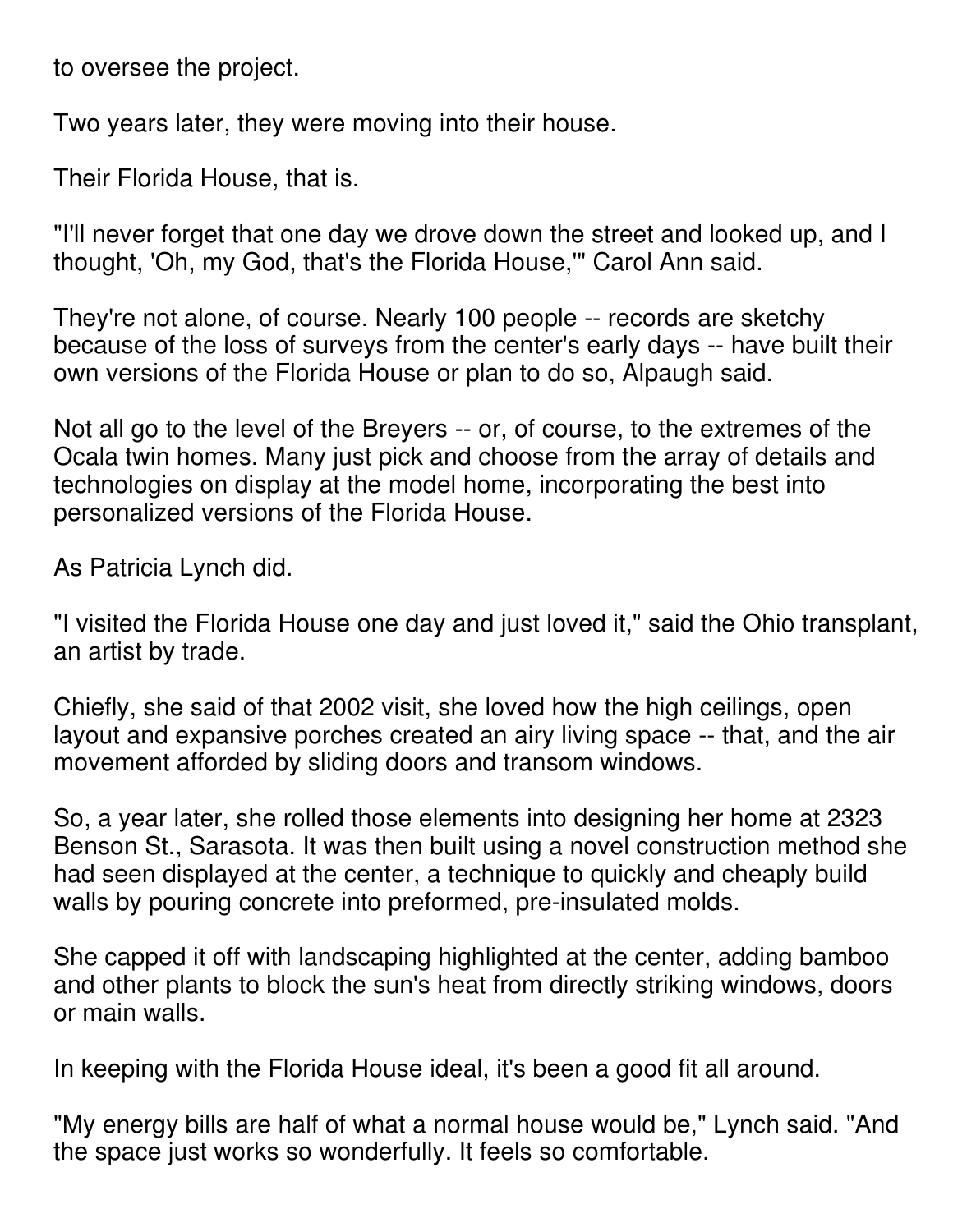to oversee the project.

Two years later, they were moving into their house.

Their Florida House, that is.

"I'll never forget that one day we drove down the street and looked up, and I thought, 'Oh, my God, that's the Florida House,'" Carol Ann said.

They're not alone, of course. Nearly 100 people -- records are sketchy because of the loss of surveys from the center's early days -- have built their own versions of the Florida House or plan to do so, Alpaugh said.

Not all go to the level of the Breyers -- or, of course, to the extremes of the Ocala twin homes. Many just pick and choose from the array of details and technologies on display at the model home, incorporating the best into personalized versions of the Florida House.

As Patricia Lynch did.

"I visited the Florida House one day and just loved it," said the Ohio transplant, an artist by trade.

Chiefly, she said of that 2002 visit, she loved how the high ceilings, open layout and expansive porches created an airy living space -- that, and the air movement afforded by sliding doors and transom windows.

So, a year later, she rolled those elements into designing her home at 2323 Benson St., Sarasota. It was then built using a novel construction method she had seen displayed at the center, a technique to quickly and cheaply build walls by pouring concrete into preformed, pre-insulated molds.

She capped it off with landscaping highlighted at the center, adding bamboo and other plants to block the sun's heat from directly striking windows, doors or main walls.

In keeping with the Florida House ideal, it's been a good fit all around.

"My energy bills are half of what a normal house would be," Lynch said. "And the space just works so wonderfully. It feels so comfortable.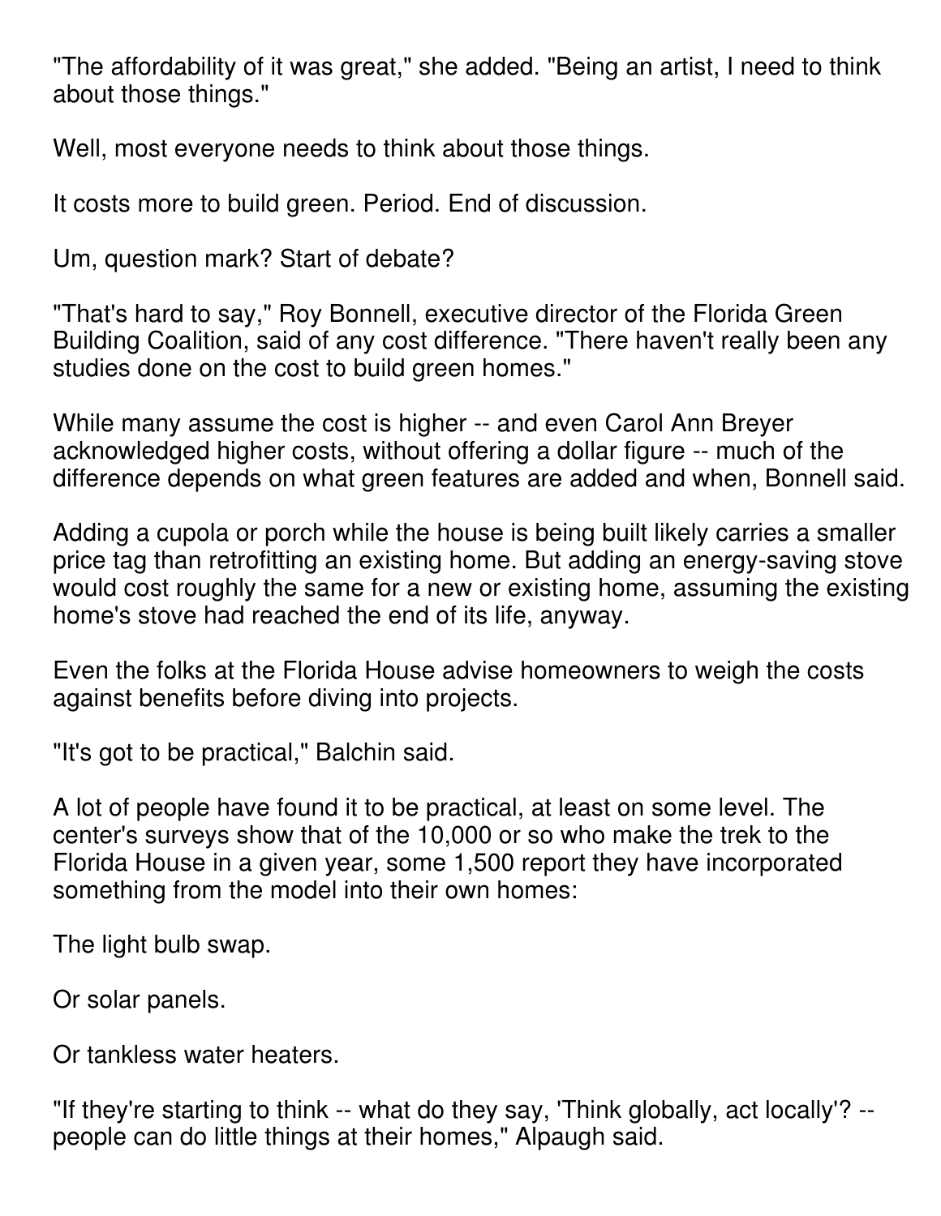"The affordability of it was great," she added. "Being an artist, I need to think about those things."

Well, most everyone needs to think about those things.

It costs more to build green. Period. End of discussion.

Um, question mark? Start of debate?

"That's hard to say," Roy Bonnell, executive director of the Florida Green Building Coalition, said of any cost difference. "There haven't really been any studies done on the cost to build green homes."

While many assume the cost is higher -- and even Carol Ann Breyer acknowledged higher costs, without offering a dollar figure -- much of the difference depends on what green features are added and when, Bonnell said.

Adding a cupola or porch while the house is being built likely carries a smaller price tag than retrofitting an existing home. But adding an energy-saving stove would cost roughly the same for a new or existing home, assuming the existing home's stove had reached the end of its life, anyway.

Even the folks at the Florida House advise homeowners to weigh the costs against benefits before diving into projects.

"It's got to be practical," Balchin said.

A lot of people have found it to be practical, at least on some level. The center's surveys show that of the 10,000 or so who make the trek to the Florida House in a given year, some 1,500 report they have incorporated something from the model into their own homes:

The light bulb swap.

Or solar panels.

Or tankless water heaters.

"If they're starting to think -- what do they say, 'Think globally, act locally'? -- people can do little things at their homes," Alpaugh said.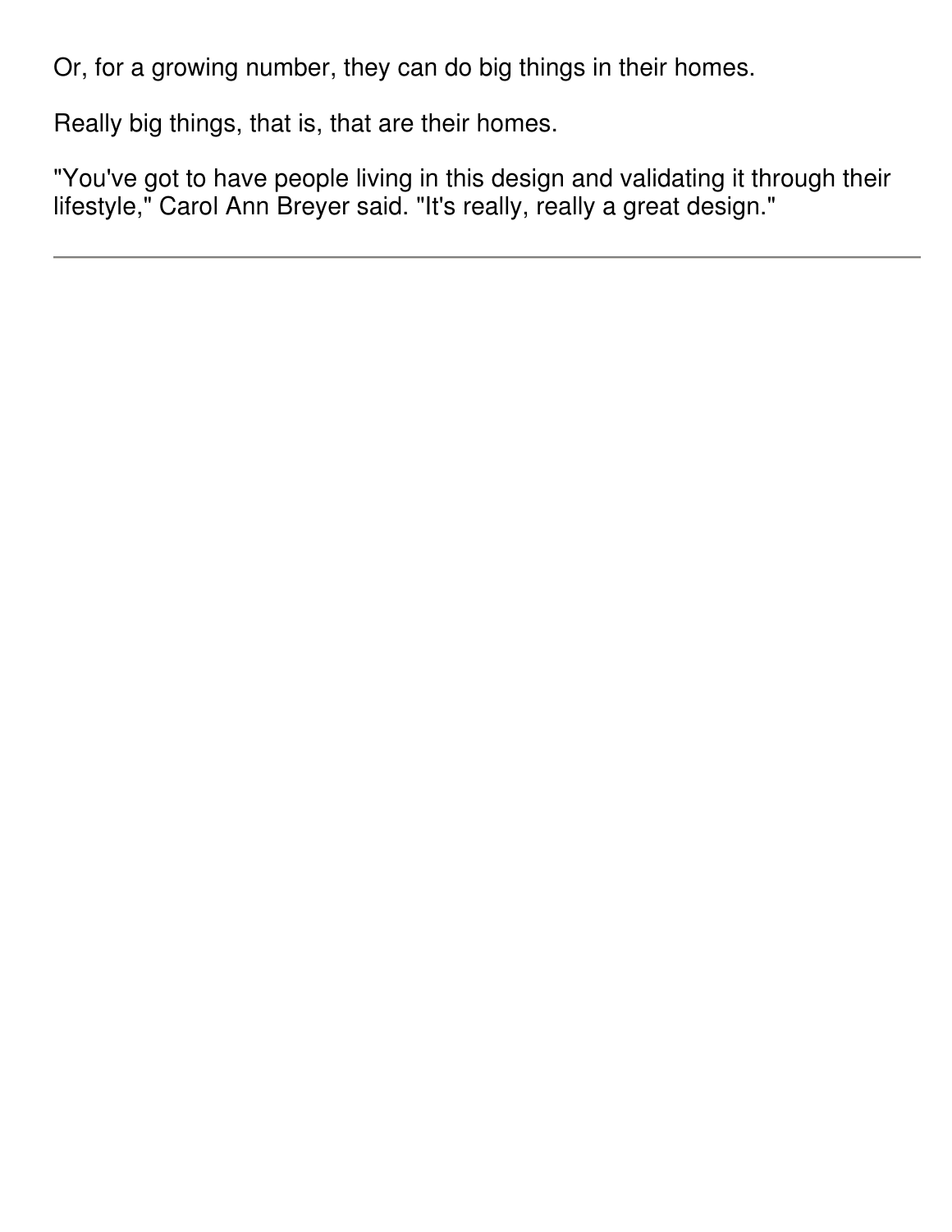Or, for a growing number, they can do big things in their homes.

Really big things, that is, that are their homes.

"You've got to have people living in this design and validating it through their lifestyle," Carol Ann Breyer said. "It's really, really a great design."

---